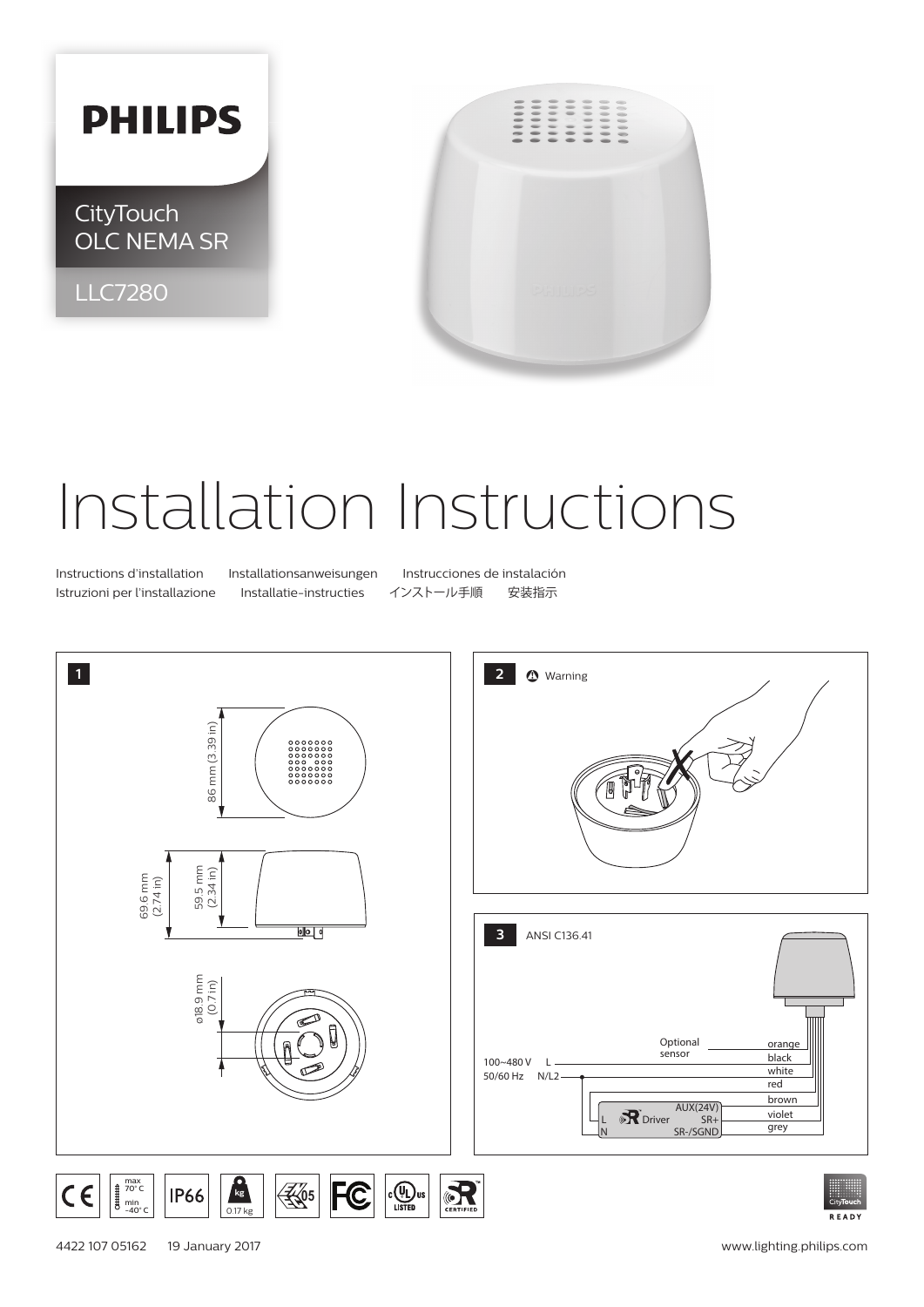**PHILIPS**

CityTouch
OLC NEMA SR

LLC7280

# Installation Instructions

Instructions d'installation   Installationsanweisungen   Instrucciones de instalación
Istruzioni per l'installazione   Installatie-instructies   インストール手順   安装指示

**1**

86 mm (3.39 in)

69.6 mm (2.74 in)

59.5 mm (2.34 in)

ø18.9 mm (0.7 in)

**2** Warning

**3** ANSI C136.41

100~480 V L
50/60 Hz N/L2

Optional sensor

orange
black
white
red
brown
violet
grey

L
N
Driver
AUX(24V)
SR+
SR-/SGND

max 70° C
min -40° C

IP66

kg 0.17 kg

CityTouch READY

4422 107 05162   19 January 2017

www.lighting.philips.com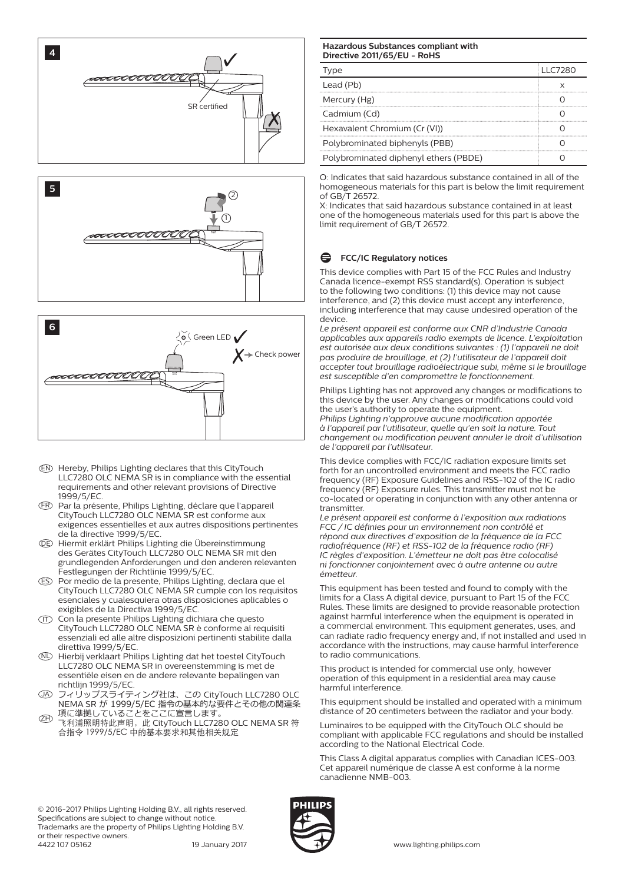4

SR certified

5

6

Green LED

Check power

(EN) Hereby, Philips Lighting declares that this CityTouch LLC7280 OLC NEMA SR is in compliance with the essential requirements and other relevant provisions of Directive 1999/5/EC.

(FR) Par la présente, Philips Lighting, déclare que l'appareil CityTouch LLC7280 OLC NEMA SR est conforme aux exigences essentielles et aux autres dispositions pertinentes de la directive 1999/5/EC.

(DE) Hiermit erklärt Philips Lighting die Übereinstimmung des Gerätes CityTouch LLC7280 OLC NEMA SR mit den grundlegenden Anforderungen und den anderen relevanten Festlegungen der Richtlinie 1999/5/EC.

(ES) Por medio de la presente, Philips Lighting, declara que el CityTouch LLC7280 OLC NEMA SR cumple con los requisitos esenciales y cualesquiera otras disposiciones aplicables o exigibles de la Directiva 1999/5/EC.

(IT) Con la presente Philips Lighting dichiara che questo CityTouch LLC7280 OLC NEMA SR è conforme ai requisiti essenziali ed alle altre disposizioni pertinenti stabilite dalla direttiva 1999/5/EC.

(NL) Hierbij verklaart Philips Lighting dat het toestel CityTouch LLC7280 OLC NEMA SR in overeenstemming is met de essentiële eisen en de andere relevante bepalingen van richtlijn 1999/5/EC.

(JA) フィリップスライティング社は、この CityTouch LLC7280 OLC NEMA SR が 1999/5/EC 指令の基本的な要件とその他の関連条項に準拠していることをここに宣言します。

(ZH) 飞利浦照明特此声明，此 CityTouch LLC7280 OLC NEMA SR 符合指令 1999/5/EC 中的基本要求和其他相关规定

**Hazardous Substances compliant with Directive 2011/65/EU - RoHS**

| Type | LLC7280 |
|---|---|
| Lead (Pb) | x |
| Mercury (Hg) | O |
| Cadmium (Cd) | O |
| Hexavalent Chromium (Cr (VI)) | O |
| Polybrominated biphenyls (PBB) | O |
| Polybrominated diphenyl ethers (PBDE) | O |

O: Indicates that said hazardous substance contained in all of the homogeneous materials for this part is below the limit requirement of GB/T 26572.
X: Indicates that said hazardous substance contained in at least one of the homogeneous materials used for this part is above the limit requirement of GB/T 26572.

**FCC/IC Regulatory notices**

This device complies with Part 15 of the FCC Rules and Industry Canada licence-exempt RSS standard(s). Operation is subject to the following two conditions: (1) this device may not cause interference, and (2) this device must accept any interference, including interference that may cause undesired operation of the device.

*Le présent appareil est conforme aux CNR d'Industrie Canada applicables aux appareils radio exempts de licence. L'exploitation est autorisée aux deux conditions suivantes : (1) l'appareil ne doit pas produire de brouillage, et (2) l'utilisateur de l'appareil doit accepter tout brouillage radioélectrique subi, même si le brouillage est susceptible d'en compromettre le fonctionnement.*

Philips Lighting has not approved any changes or modifications to this device by the user. Any changes or modifications could void the user's authority to operate the equipment.
*Philips Lighting n'approuve aucune modification apportée à l'appareil par l'utilisateur, quelle qu'en soit la nature. Tout changement ou modification peuvent annuler le droit d'utilisation de l'appareil par l'utilisateur.*

This device complies with FCC/IC radiation exposure limits set forth for an uncontrolled environment and meets the FCC radio frequency (RF) Exposure Guidelines and RSS-102 of the IC radio frequency (RF) Exposure rules. This transmitter must not be co-located or operating in conjunction with any other antenna or transmitter.
*Le présent appareil est conforme à l'exposition aux radiations FCC / IC définies pour un environnement non contrôlé et répond aux directives d'exposition de la fréquence de la FCC radiofréquence (RF) et RSS-102 de la fréquence radio (RF) IC règles d'exposition. L'émetteur ne doit pas être colocalisé ni fonctionner conjointement avec à autre antenne ou autre émetteur.*

This equipment has been tested and found to comply with the limits for a Class A digital device, pursuant to Part 15 of the FCC Rules. These limits are designed to provide reasonable protection against harmful interference when the equipment is operated in a commercial environment. This equipment generates, uses, and can radiate radio frequency energy and, if not installed and used in accordance with the instructions, may cause harmful interference to radio communications.

This product is intended for commercial use only, however operation of this equipment in a residential area may cause harmful interference.

This equipment should be installed and operated with a minimum distance of 20 centimeters between the radiator and your body.

Luminaires to be equipped with the CityTouch OLC should be compliant with applicable FCC regulations and should be installed according to the National Electrical Code.

This Class A digital apparatus complies with Canadian ICES-003.
Cet appareil numérique de classe A est conforme à la norme canadienne NMB-003.

© 2016-2017 Philips Lighting Holding B.V., all rights reserved.
Specifications are subject to change without notice.
Trademarks are the property of Philips Lighting Holding B.V. or their respective owners.
4422 107 05162 19 January 2017

www.lighting.philips.com